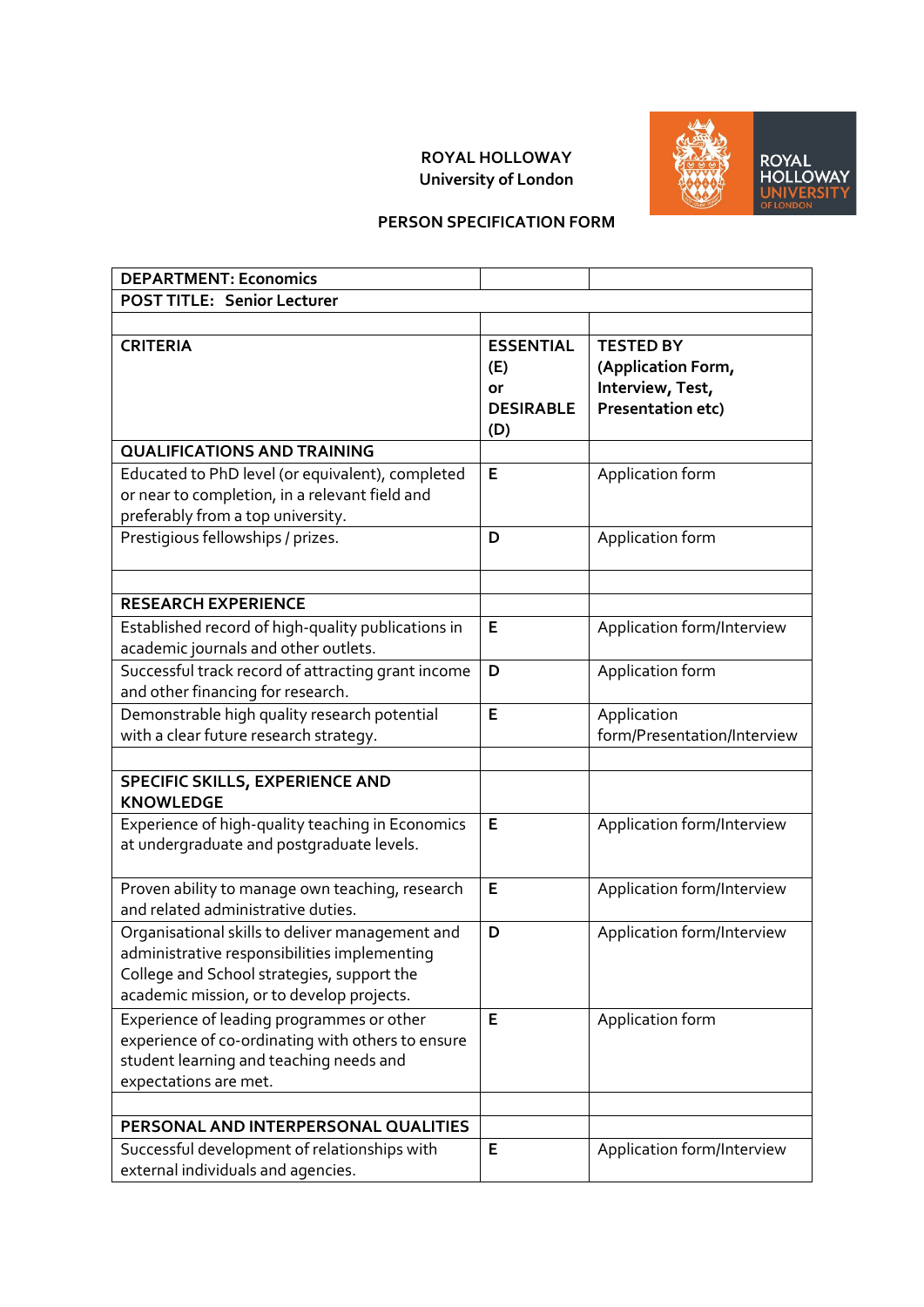**ROYAL HOLLOWAY**
**University of London**

**PERSON SPECIFICATION FORM**

| **DEPARTMENT: Economics** | | |
|---|---|---|
| **POST TITLE: Senior Lecturer** | | |
| | | |
| **CRITERIA** | **ESSENTIAL (E) or DESIRABLE (D)** | **TESTED BY (Application Form, Interview, Test, Presentation etc)** |
| **QUALIFICATIONS AND TRAINING** | | |
| Educated to PhD level (or equivalent), completed or near to completion, in a relevant field and preferably from a top university. | E | Application form |
| Prestigious fellowships / prizes. | D | Application form |
| | | |
| **RESEARCH EXPERIENCE** | | |
| Established record of high-quality publications in academic journals and other outlets. | E | Application form/Interview |
| Successful track record of attracting grant income and other financing for research. | D | Application form |
| Demonstrable high quality research potential with a clear future research strategy. | E | Application form/Presentation/Interview |
| | | |
| **SPECIFIC SKILLS, EXPERIENCE AND KNOWLEDGE** | | |
| Experience of high-quality teaching in Economics at undergraduate and postgraduate levels. | E | Application form/Interview |
| Proven ability to manage own teaching, research and related administrative duties. | E | Application form/Interview |
| Organisational skills to deliver management and administrative responsibilities implementing College and School strategies, support the academic mission, or to develop projects. | D | Application form/Interview |
| Experience of leading programmes or other experience of co-ordinating with others to ensure student learning and teaching needs and expectations are met. | E | Application form |
| | | |
| **PERSONAL AND INTERPERSONAL QUALITIES** | | |
| Successful development of relationships with external individuals and agencies. | E | Application form/Interview |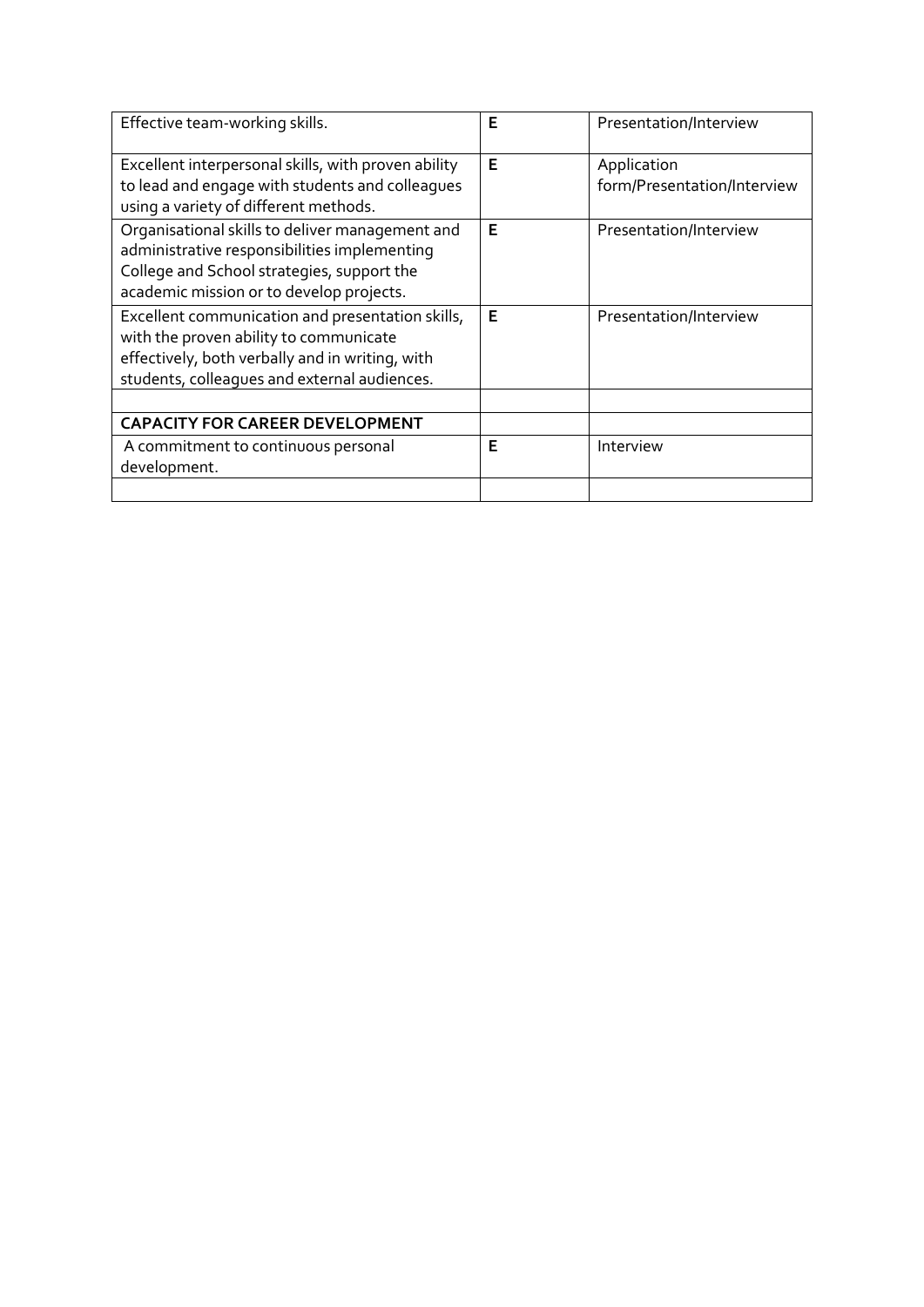| | | |
|---|---|---|
| Effective team-working skills. | E | Presentation/Interview |
| Excellent interpersonal skills, with proven ability to lead and engage with students and colleagues using a variety of different methods. | E | Application form/Presentation/Interview |
| Organisational skills to deliver management and administrative responsibilities implementing College and School strategies, support the academic mission or to develop projects. | E | Presentation/Interview |
| Excellent communication and presentation skills, with the proven ability to communicate effectively, both verbally and in writing, with students, colleagues and external audiences. | E | Presentation/Interview |
| | | |
| **CAPACITY FOR CAREER DEVELOPMENT** | | |
| A commitment to continuous personal development. | E | Interview |
| | | |